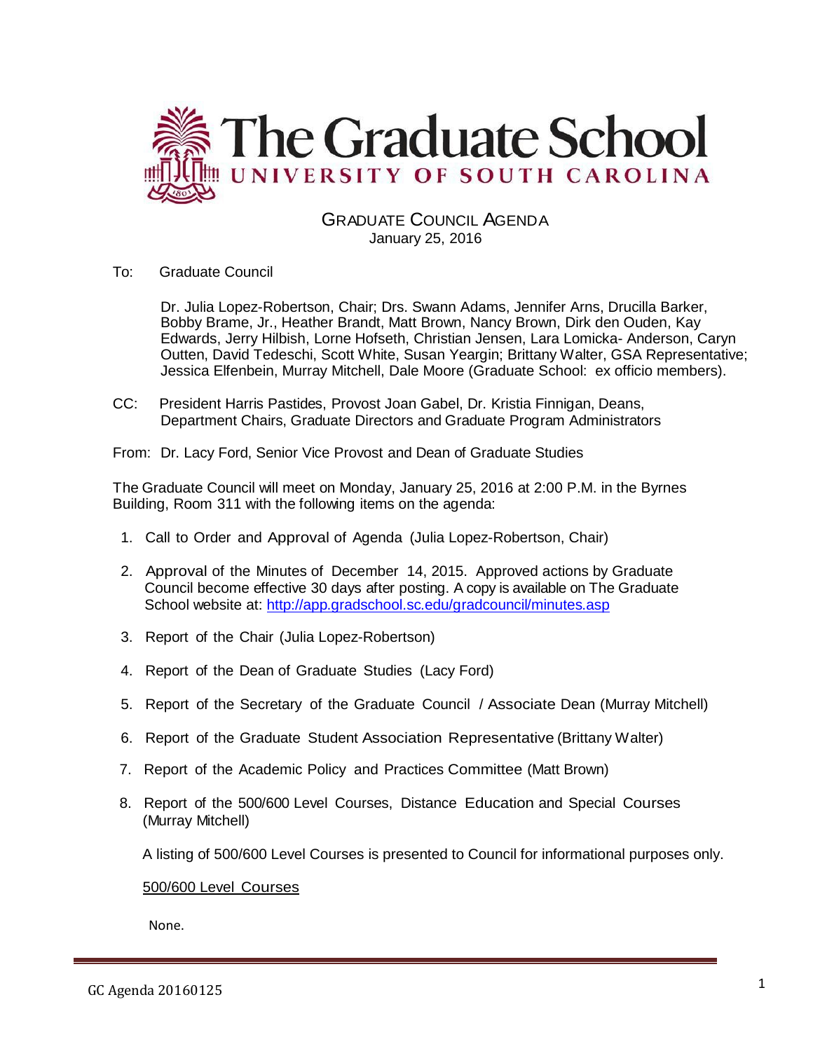# The Graduate School

## UNIVERSITY OF SOUTH CAROLINA

GRADUATE COUNCIL AGENDA
January 25, 2016

To: Graduate Council

Dr. Julia Lopez-Robertson, Chair; Drs. Swann Adams, Jennifer Arns, Drucilla Barker, Bobby Brame, Jr., Heather Brandt, Matt Brown, Nancy Brown, Dirk den Ouden, Kay Edwards, Jerry Hilbish, Lorne Hofseth, Christian Jensen, Lara Lomicka- Anderson, Caryn Outten, David Tedeschi, Scott White, Susan Yeargin; Brittany Walter, GSA Representative; Jessica Elfenbein, Murray Mitchell, Dale Moore (Graduate School: ex officio members).

CC: President Harris Pastides, Provost Joan Gabel, Dr. Kristia Finnigan, Deans, Department Chairs, Graduate Directors and Graduate Program Administrators

From: Dr. Lacy Ford, Senior Vice Provost and Dean of Graduate Studies

The Graduate Council will meet on Monday, January 25, 2016 at 2:00 P.M. in the Byrnes Building, Room 311 with the following items on the agenda:

1. Call to Order and Approval of Agenda (Julia Lopez-Robertson, Chair)
2. Approval of the Minutes of December 14, 2015. Approved actions by Graduate Council become effective 30 days after posting. A copy is available on The Graduate School website at: http://app.gradschool.sc.edu/gradcouncil/minutes.asp
3. Report of the Chair (Julia Lopez-Robertson)
4. Report of the Dean of Graduate Studies (Lacy Ford)
5. Report of the Secretary of the Graduate Council / Associate Dean (Murray Mitchell)
6. Report of the Graduate Student Association Representative (Brittany Walter)
7. Report of the Academic Policy and Practices Committee (Matt Brown)
8. Report of the 500/600 Level Courses, Distance Education and Special Courses (Murray Mitchell)

   A listing of 500/600 Level Courses is presented to Council for informational purposes only.

   500/600 Level Courses

   None.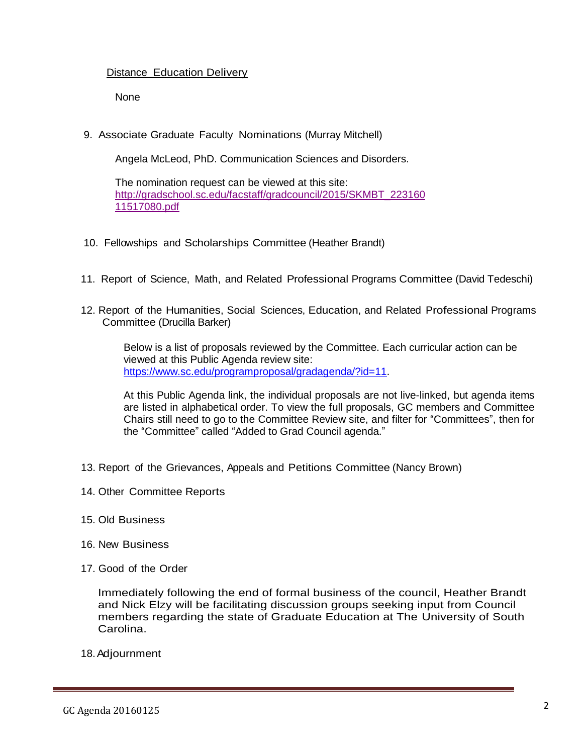Distance Education Delivery

None

9. Associate Graduate Faculty Nominations (Murray Mitchell)

   Angela McLeod, PhD. Communication Sciences and Disorders.

   The nomination request can be viewed at this site: http://gradschool.sc.edu/facstaff/gradcouncil/2015/SKMBT_22316011517080.pdf

10. Fellowships and Scholarships Committee (Heather Brandt)

11. Report of Science, Math, and Related Professional Programs Committee (David Tedeschi)

12. Report of the Humanities, Social Sciences, Education, and Related Professional Programs Committee (Drucilla Barker)

    Below is a list of proposals reviewed by the Committee. Each curricular action can be viewed at this Public Agenda review site: https://www.sc.edu/programproposal/gradagenda/?id=11.

    At this Public Agenda link, the individual proposals are not live-linked, but agenda items are listed in alphabetical order. To view the full proposals, GC members and Committee Chairs still need to go to the Committee Review site, and filter for "Committees", then for the "Committee" called "Added to Grad Council agenda."

13. Report of the Grievances, Appeals and Petitions Committee (Nancy Brown)

14. Other Committee Reports

15. Old Business

16. New Business

17. Good of the Order

    Immediately following the end of formal business of the council, Heather Brandt and Nick Elzy will be facilitating discussion groups seeking input from Council members regarding the state of Graduate Education at The University of South Carolina.

18. Adjournment